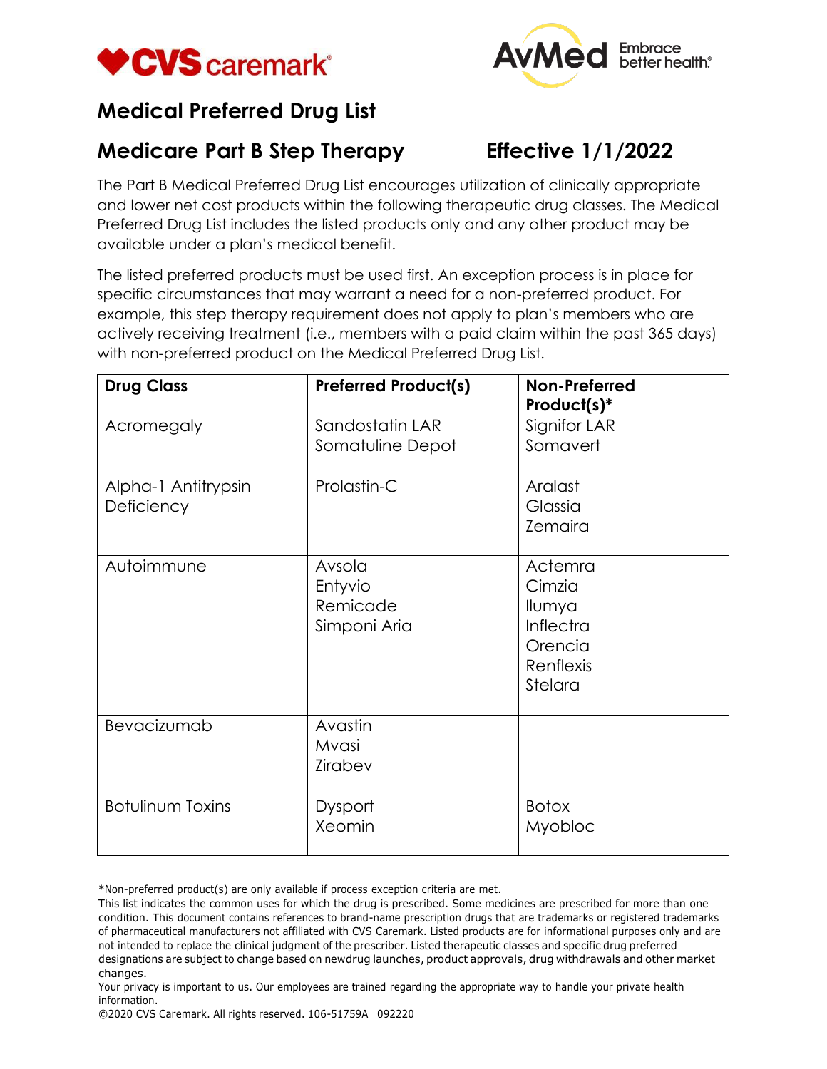# Medical Preferred Drug List

## Medicare Part B Step Therapy    Effective 1/1/2022

The Part B Medical Preferred Drug List encourages utilization of clinically appropriate and lower net cost products within the following therapeutic drug classes. The Medical Preferred Drug List includes the listed products only and any other product may be available under a plan's medical benefit.

The listed preferred products must be used first. An exception process is in place for specific circumstances that may warrant a need for a non-preferred product. For example, this step therapy requirement does not apply to plan's members who are actively receiving treatment (i.e., members with a paid claim within the past 365 days) with non-preferred product on the Medical Preferred Drug List.

| Drug Class | Preferred Product(s) | Non-Preferred Product(s)* |
|---|---|---|
| Acromegaly | Sandostatin LAR<br>Somatuline Depot | Signifor LAR<br>Somavert |
| Alpha-1 Antitrypsin Deficiency | Prolastin-C | Aralast<br>Glassia<br>Zemaira |
| Autoimmune | Avsola<br>Entyvio<br>Remicade<br>Simponi Aria | Actemra<br>Cimzia<br>Ilumya<br>Inflectra<br>Orencia<br>Renflexis<br>Stelara |
| Bevacizumab | Avastin<br>Mvasi<br>Zirabev | |
| Botulinum Toxins | Dysport<br>Xeomin | Botox<br>Myobloc |

*Non-preferred product(s) are only available if process exception criteria are met.
This list indicates the common uses for which the drug is prescribed. Some medicines are prescribed for more than one condition. This document contains references to brand-name prescription drugs that are trademarks or registered trademarks of pharmaceutical manufacturers not affiliated with CVS Caremark. Listed products are for informational purposes only and are not intended to replace the clinical judgment of the prescriber. Listed therapeutic classes and specific drug preferred designations are subject to change based on newdrug launches, product approvals, drug withdrawals and other market changes.
Your privacy is important to us. Our employees are trained regarding the appropriate way to handle your private health information.
©2020 CVS Caremark. All rights reserved. 106-51759A 092220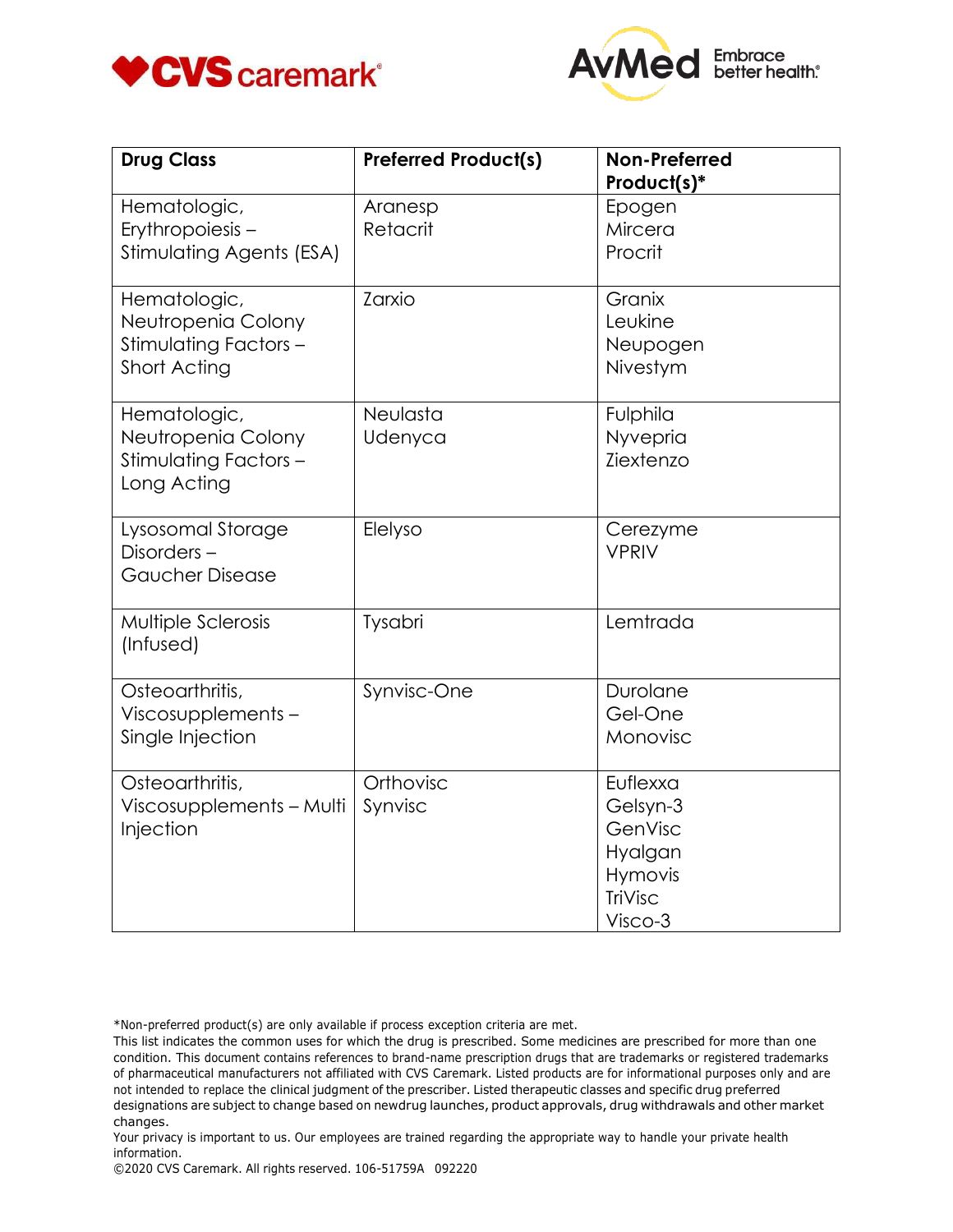| Drug Class | Preferred Product(s) | Non-Preferred Product(s)* |
| --- | --- | --- |
| Hematologic, Erythropoiesis – Stimulating Agents (ESA) | Aranesp<br>Retacrit | Epogen<br>Mircera<br>Procrit |
| Hematologic, Neutropenia Colony Stimulating Factors – Short Acting | Zarxio | Granix<br>Leukine<br>Neupogen<br>Nivestym |
| Hematologic, Neutropenia Colony Stimulating Factors – Long Acting | Neulasta<br>Udenyca | Fulphila<br>Nyvepria<br>Ziextenzo |
| Lysosomal Storage Disorders – Gaucher Disease | Elelyso | Cerezyme<br>VPRIV |
| Multiple Sclerosis (Infused) | Tysabri | Lemtrada |
| Osteoarthritis, Viscosupplements – Single Injection | Synvisc-One | Durolane<br>Gel-One<br>Monovisc |
| Osteoarthritis, Viscosupplements – Multi Injection | Orthovisc<br>Synvisc | Euflexxa<br>Gelsyn-3<br>GenVisc<br>Hyalgan<br>Hymovis<br>TriVisc<br>Visco-3 |

*Non-preferred product(s) are only available if process exception criteria are met.
This list indicates the common uses for which the drug is prescribed. Some medicines are prescribed for more than one condition. This document contains references to brand-name prescription drugs that are trademarks or registered trademarks of pharmaceutical manufacturers not affiliated with CVS Caremark. Listed products are for informational purposes only and are not intended to replace the clinical judgment of the prescriber. Listed therapeutic classes and specific drug preferred designations are subject to change based on newdrug launches, product approvals, drug withdrawals and other market changes.
Your privacy is important to us. Our employees are trained regarding the appropriate way to handle your private health information.
©2020 CVS Caremark. All rights reserved. 106-51759A 092220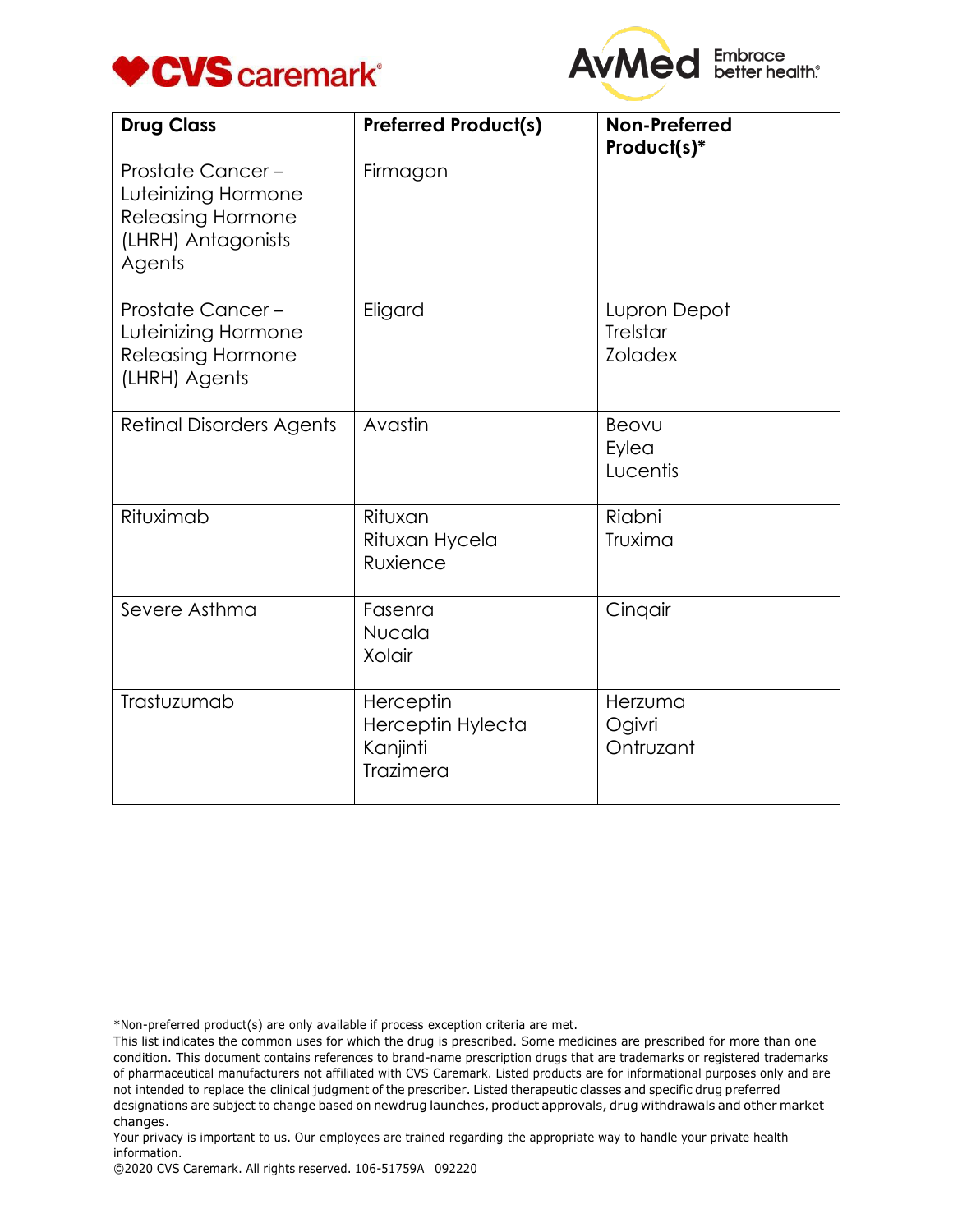| Drug Class | Preferred Product(s) | Non-Preferred Product(s)* |
| --- | --- | --- |
| Prostate Cancer – Luteinizing Hormone Releasing Hormone (LHRH) Antagonists Agents | Firmagon | |
| Prostate Cancer – Luteinizing Hormone Releasing Hormone (LHRH) Agents | Eligard | Lupron Depot<br>Trelstar<br>Zoladex |
| Retinal Disorders Agents | Avastin | Beovu<br>Eylea<br>Lucentis |
| Rituximab | Rituxan<br>Rituxan Hycela<br>Ruxience | Riabni<br>Truxima |
| Severe Asthma | Fasenra<br>Nucala<br>Xolair | Cinqair |
| Trastuzumab | Herceptin<br>Herceptin Hylecta<br>Kanjinti<br>Trazimera | Herzuma<br>Ogivri<br>Ontruzant |

*Non-preferred product(s) are only available if process exception criteria are met.
This list indicates the common uses for which the drug is prescribed. Some medicines are prescribed for more than one condition. This document contains references to brand-name prescription drugs that are trademarks or registered trademarks of pharmaceutical manufacturers not affiliated with CVS Caremark. Listed products are for informational purposes only and are not intended to replace the clinical judgment of the prescriber. Listed therapeutic classes and specific drug preferred designations are subject to change based on newdrug launches, product approvals, drug withdrawals and other market changes.
Your privacy is important to us. Our employees are trained regarding the appropriate way to handle your private health information.
©2020 CVS Caremark. All rights reserved. 106-51759A 092220